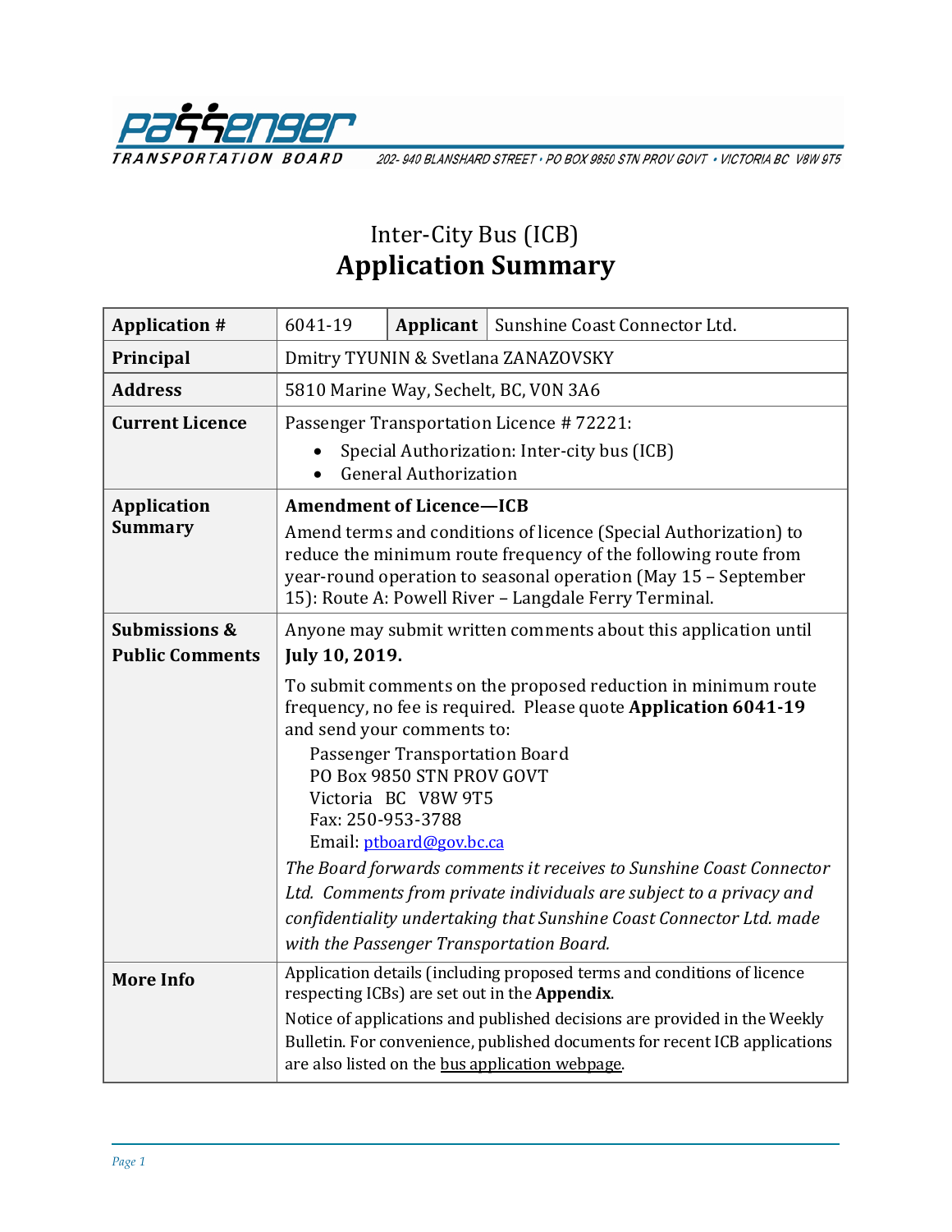PASSENGER TRANSPORTATION BOARD

202- 940 BLANSHARD STREET • PO BOX 9850 STN PROV GOVT • VICTORIA BC V8W 9T5

# Inter-City Bus (ICB)
# Application Summary

| | | | |
|---|---|---|---|
| **Application #** | 6041-19 | **Applicant** | Sunshine Coast Connector Ltd. |
| **Principal** | Dmitry TYUNIN & Svetlana ZANAZOVSKY | | |
| **Address** | 5810 Marine Way, Sechelt, BC, V0N 3A6 | | |
| **Current Licence** | Passenger Transportation Licence # 72221:<br>• Special Authorization: Inter-city bus (ICB)<br>• General Authorization | | |
| **Application Summary** | **Amendment of Licence—ICB**<br>Amend terms and conditions of licence (Special Authorization) to reduce the minimum route frequency of the following route from year-round operation to seasonal operation (May 15 – September 15): Route A: Powell River – Langdale Ferry Terminal. | | |
| **Submissions & Public Comments** | Anyone may submit written comments about this application until **July 10, 2019.**<br>To submit comments on the proposed reduction in minimum route frequency, no fee is required. Please quote **Application 6041-19** and send your comments to:<br>Passenger Transportation Board<br>PO Box 9850 STN PROV GOVT<br>Victoria BC V8W 9T5<br>Fax: 250-953-3788<br>Email: ptboard@gov.bc.ca<br>*The Board forwards comments it receives to Sunshine Coast Connector Ltd. Comments from private individuals are subject to a privacy and confidentiality undertaking that Sunshine Coast Connector Ltd. made with the Passenger Transportation Board.* | | |
| **More Info** | Application details (including proposed terms and conditions of licence respecting ICBs) are set out in the **Appendix**.<br>Notice of applications and published decisions are provided in the Weekly Bulletin. For convenience, published documents for recent ICB applications are also listed on the bus application webpage. | | |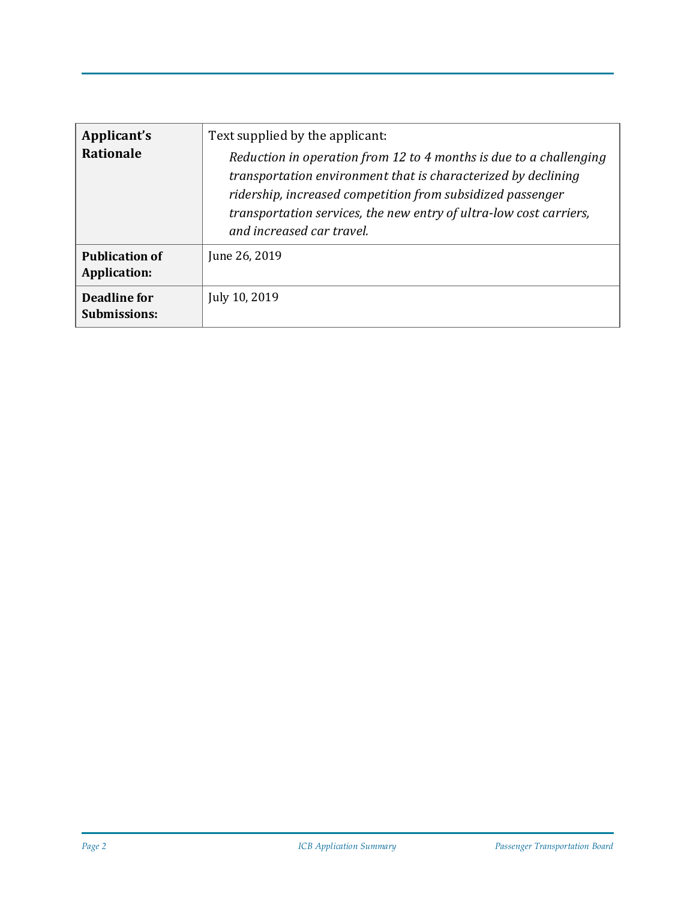| | |
|---|---|
| **Applicant's Rationale** | Text supplied by the applicant: *Reduction in operation from 12 to 4 months is due to a challenging transportation environment that is characterized by declining ridership, increased competition from subsidized passenger transportation services, the new entry of ultra-low cost carriers, and increased car travel.* |
| **Publication of Application:** | June 26, 2019 |
| **Deadline for Submissions:** | July 10, 2019 |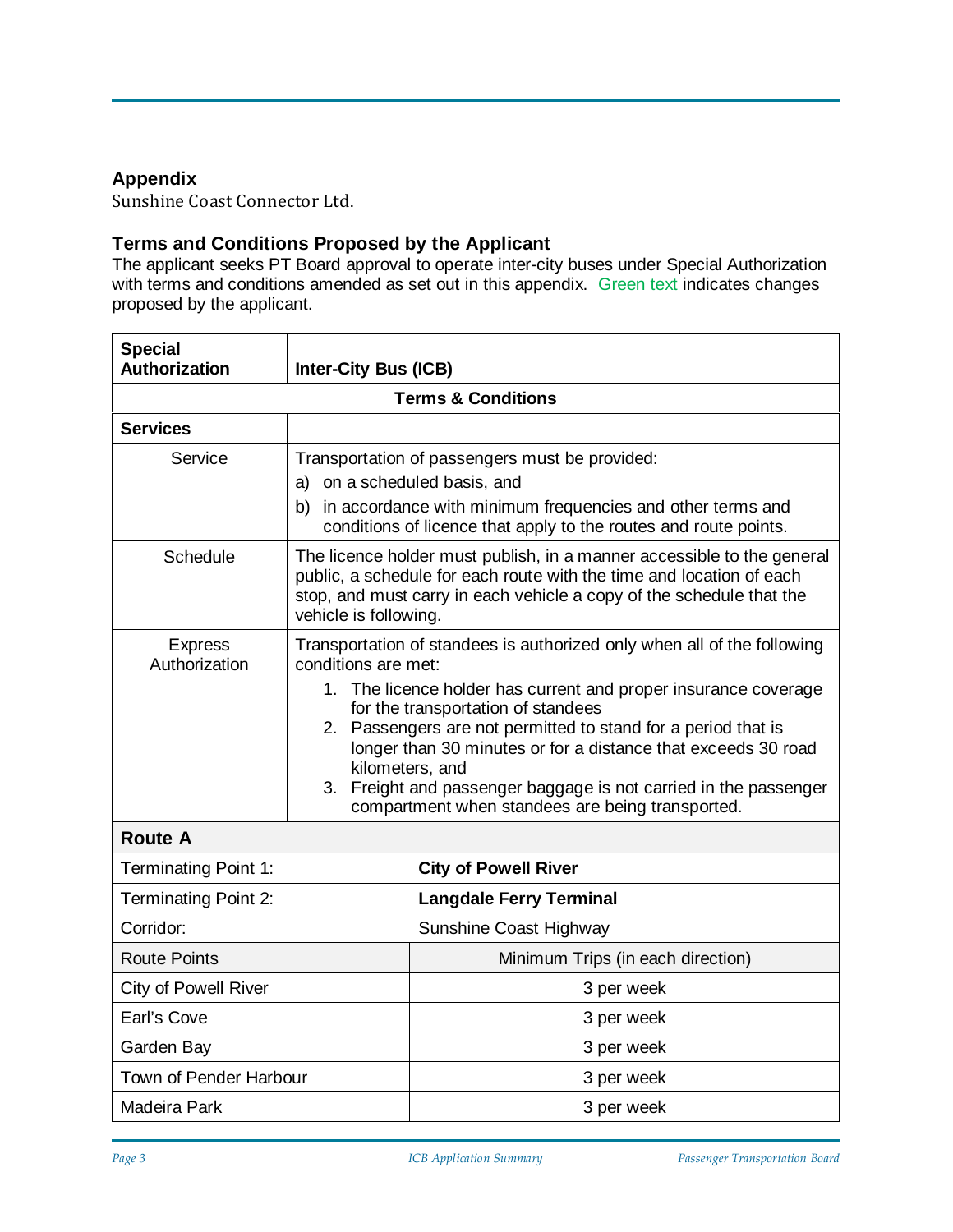## Appendix

Sunshine Coast Connector Ltd.

### Terms and Conditions Proposed by the Applicant

The applicant seeks PT Board approval to operate inter-city buses under Special Authorization with terms and conditions amended as set out in this appendix. Green text indicates changes proposed by the applicant.

| **Special Authorization** | **Inter-City Bus (ICB)** |
|---|---|
| **Terms & Conditions** | |
| **Services** | |
| Service | Transportation of passengers must be provided:<br>a) on a scheduled basis, and<br>b) in accordance with minimum frequencies and other terms and conditions of licence that apply to the routes and route points. |
| Schedule | The licence holder must publish, in a manner accessible to the general public, a schedule for each route with the time and location of each stop, and must carry in each vehicle a copy of the schedule that the vehicle is following. |
| Express Authorization | Transportation of standees is authorized only when all of the following conditions are met:<br>1. The licence holder has current and proper insurance coverage for the transportation of standees<br>2. Passengers are not permitted to stand for a period that is longer than 30 minutes or for a distance that exceeds 30 road kilometers, and<br>3. Freight and passenger baggage is not carried in the passenger compartment when standees are being transported. |

| **Route A** | |
|---|---|
| Terminating Point 1: | **City of Powell River** |
| Terminating Point 2: | **Langdale Ferry Terminal** |
| Corridor: | Sunshine Coast Highway |
| Route Points | Minimum Trips (in each direction) |
| City of Powell River | 3 per week |
| Earl's Cove | 3 per week |
| Garden Bay | 3 per week |
| Town of Pender Harbour | 3 per week |
| Madeira Park | 3 per week |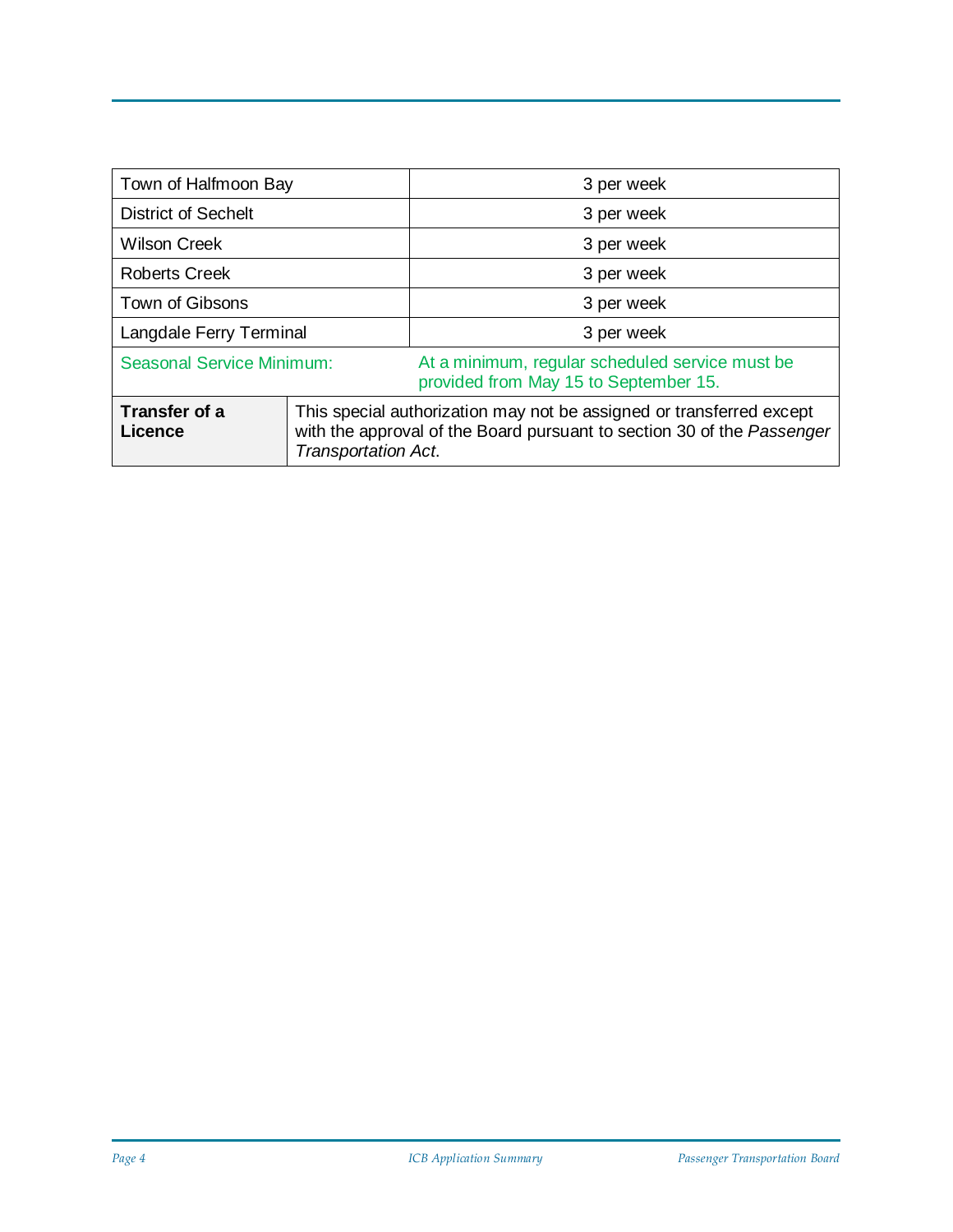| | |
|---|---|
| Town of Halfmoon Bay | 3 per week |
| District of Sechelt | 3 per week |
| Wilson Creek | 3 per week |
| Roberts Creek | 3 per week |
| Town of Gibsons | 3 per week |
| Langdale Ferry Terminal | 3 per week |
| Seasonal Service Minimum: | At a minimum, regular scheduled service must be provided from May 15 to September 15. |

| | |
|---|---|
| **Transfer of a Licence** | This special authorization may not be assigned or transferred except with the approval of the Board pursuant to section 30 of the *Passenger Transportation Act*. |